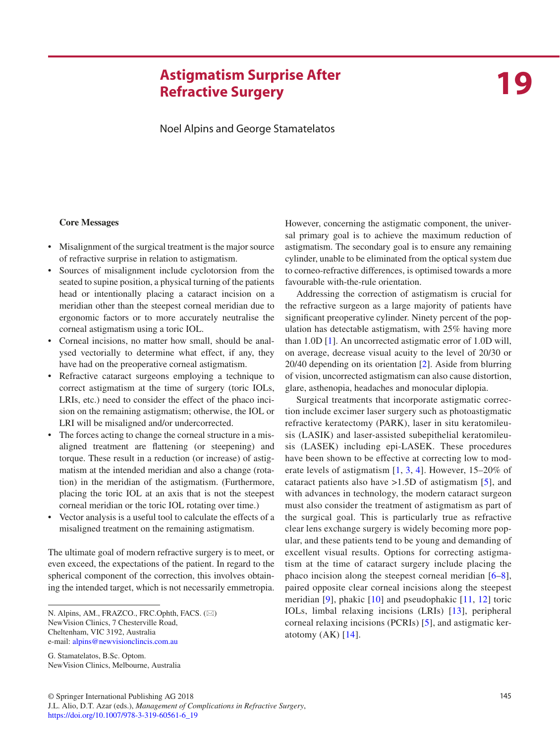# 19 Astigmatism Surprise After Refractive Surgery

Noel Alpins and George Stamatelatos

**Core Messages**

- Misalignment of the surgical treatment is the major source of refractive surprise in relation to astigmatism.
- Sources of misalignment include cyclotorsion from the seated to supine position, a physical turning of the patients head or intentionally placing a cataract incision on a meridian other than the steepest corneal meridian due to ergonomic factors or to more accurately neutralise the corneal astigmatism using a toric IOL.
- Corneal incisions, no matter how small, should be analysed vectorially to determine what effect, if any, they have had on the preoperative corneal astigmatism.
- Refractive cataract surgeons employing a technique to correct astigmatism at the time of surgery (toric IOLs, LRIs, etc.) need to consider the effect of the phaco incision on the remaining astigmatism; otherwise, the IOL or LRI will be misaligned and/or undercorrected.
- The forces acting to change the corneal structure in a misaligned treatment are flattening (or steepening) and torque. These result in a reduction (or increase) of astigmatism at the intended meridian and also a change (rotation) in the meridian of the astigmatism. (Furthermore, placing the toric IOL at an axis that is not the steepest corneal meridian or the toric IOL rotating over time.)
- Vector analysis is a useful tool to calculate the effects of a misaligned treatment on the remaining astigmatism.

The ultimate goal of modern refractive surgery is to meet, or even exceed, the expectations of the patient. In regard to the spherical component of the correction, this involves obtaining the intended target, which is not necessarily emmetropia. However, concerning the astigmatic component, the universal primary goal is to achieve the maximum reduction of astigmatism. The secondary goal is to ensure any remaining cylinder, unable to be eliminated from the optical system due to corneo-refractive differences, is optimised towards a more favourable with-the-rule orientation.

Addressing the correction of astigmatism is crucial for the refractive surgeon as a large majority of patients have significant preoperative cylinder. Ninety percent of the population has detectable astigmatism, with 25% having more than 1.0D [1]. An uncorrected astigmatic error of 1.0D will, on average, decrease visual acuity to the level of 20/30 or 20/40 depending on its orientation [2]. Aside from blurring of vision, uncorrected astigmatism can also cause distortion, glare, asthenopia, headaches and monocular diplopia.

Surgical treatments that incorporate astigmatic correction include excimer laser surgery such as photoastigmatic refractive keratectomy (PARK), laser in situ keratomileusis (LASIK) and laser-assisted subepithelial keratomileusis (LASEK) including epi-LASEK. These procedures have been shown to be effective at correcting low to moderate levels of astigmatism [1, 3, 4]. However, 15–20% of cataract patients also have >1.5D of astigmatism [5], and with advances in technology, the modern cataract surgeon must also consider the treatment of astigmatism as part of the surgical goal. This is particularly true as refractive clear lens exchange surgery is widely becoming more popular, and these patients tend to be young and demanding of excellent visual results. Options for correcting astigmatism at the time of cataract surgery include placing the phaco incision along the steepest corneal meridian [6–8], paired opposite clear corneal incisions along the steepest meridian [9], phakic [10] and pseudophakic [11, 12] toric IOLs, limbal relaxing incisions (LRIs) [13], peripheral corneal relaxing incisions (PCRIs) [5], and astigmatic keratotomy (AK) [14].

N. Alpins, AM., FRAZCO., FRC.Ophth, FACS. (✉)
NewVision Clinics, 7 Chesterville Road, Cheltenham, VIC 3192, Australia
e-mail: alpins@newvisionclincis.com.au

G. Stamatelatos, B.Sc. Optom.
NewVision Clinics, Melbourne, Australia

© Springer International Publishing AG 2018
J.L. Alio, D.T. Azar (eds.), *Management of Complications in Refractive Surgery*, https://doi.org/10.1007/978-3-319-60561-6_19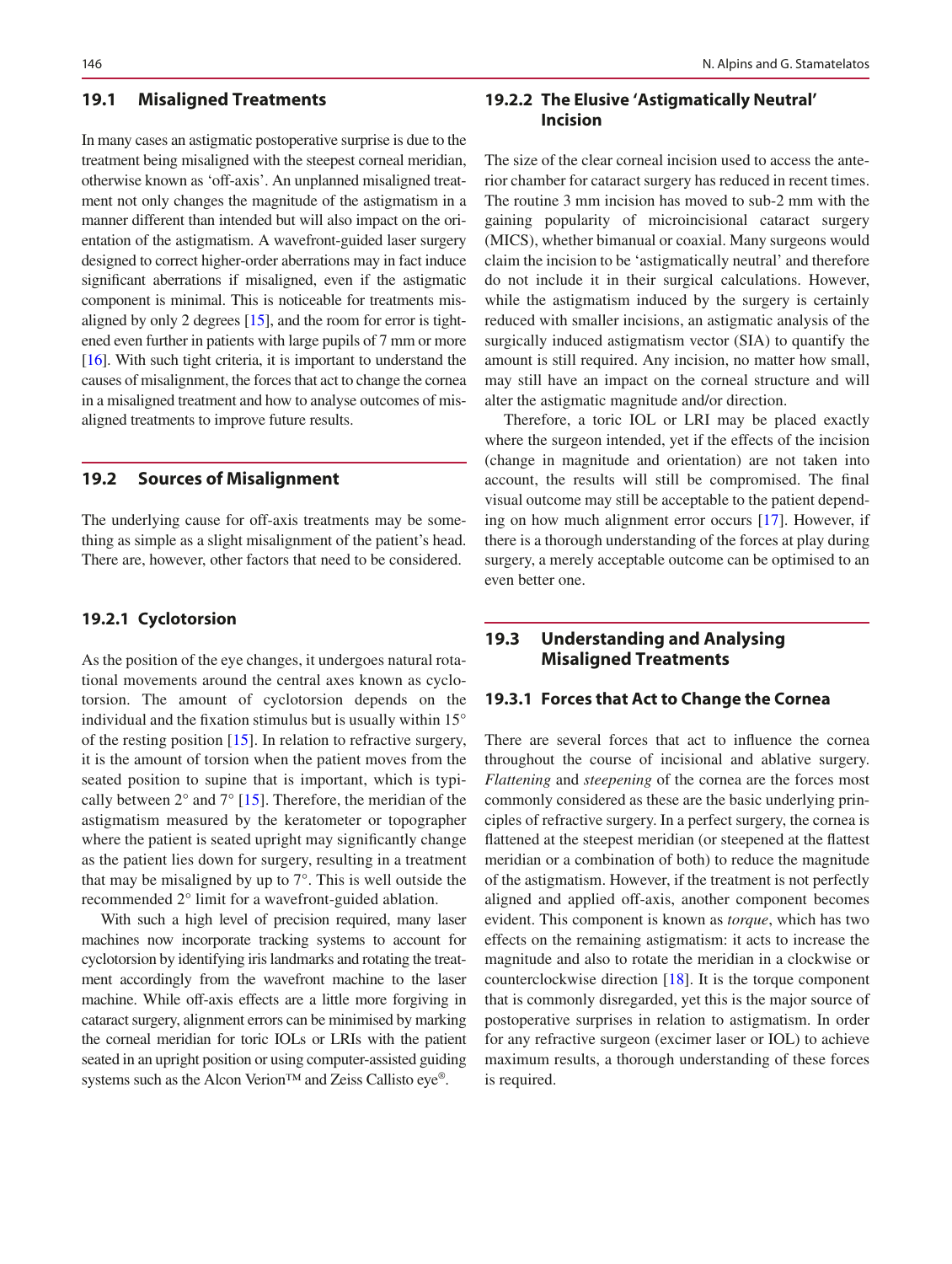## 19.1 Misaligned Treatments

In many cases an astigmatic postoperative surprise is due to the treatment being misaligned with the steepest corneal meridian, otherwise known as 'off-axis'. An unplanned misaligned treatment not only changes the magnitude of the astigmatism in a manner different than intended but will also impact on the orientation of the astigmatism. A wavefront-guided laser surgery designed to correct higher-order aberrations may in fact induce significant aberrations if misaligned, even if the astigmatic component is minimal. This is noticeable for treatments misaligned by only 2 degrees [15], and the room for error is tightened even further in patients with large pupils of 7 mm or more [16]. With such tight criteria, it is important to understand the causes of misalignment, the forces that act to change the cornea in a misaligned treatment and how to analyse outcomes of misaligned treatments to improve future results.

## 19.2 Sources of Misalignment

The underlying cause for off-axis treatments may be something as simple as a slight misalignment of the patient's head. There are, however, other factors that need to be considered.

### 19.2.1 Cyclotorsion

As the position of the eye changes, it undergoes natural rotational movements around the central axes known as cyclotorsion. The amount of cyclotorsion depends on the individual and the fixation stimulus but is usually within 15° of the resting position [15]. In relation to refractive surgery, it is the amount of torsion when the patient moves from the seated position to supine that is important, which is typically between 2° and 7° [15]. Therefore, the meridian of the astigmatism measured by the keratometer or topographer where the patient is seated upright may significantly change as the patient lies down for surgery, resulting in a treatment that may be misaligned by up to 7°. This is well outside the recommended 2° limit for a wavefront-guided ablation.

With such a high level of precision required, many laser machines now incorporate tracking systems to account for cyclotorsion by identifying iris landmarks and rotating the treatment accordingly from the wavefront machine to the laser machine. While off-axis effects are a little more forgiving in cataract surgery, alignment errors can be minimised by marking the corneal meridian for toric IOLs or LRIs with the patient seated in an upright position or using computer-assisted guiding systems such as the Alcon Verion™ and Zeiss Callisto eye®.

### 19.2.2 The Elusive 'Astigmatically Neutral' Incision

The size of the clear corneal incision used to access the anterior chamber for cataract surgery has reduced in recent times. The routine 3 mm incision has moved to sub-2 mm with the gaining popularity of microincisional cataract surgery (MICS), whether bimanual or coaxial. Many surgeons would claim the incision to be 'astigmatically neutral' and therefore do not include it in their surgical calculations. However, while the astigmatism induced by the surgery is certainly reduced with smaller incisions, an astigmatic analysis of the surgically induced astigmatism vector (SIA) to quantify the amount is still required. Any incision, no matter how small, may still have an impact on the corneal structure and will alter the astigmatic magnitude and/or direction.

Therefore, a toric IOL or LRI may be placed exactly where the surgeon intended, yet if the effects of the incision (change in magnitude and orientation) are not taken into account, the results will still be compromised. The final visual outcome may still be acceptable to the patient depending on how much alignment error occurs [17]. However, if there is a thorough understanding of the forces at play during surgery, a merely acceptable outcome can be optimised to an even better one.

## 19.3 Understanding and Analysing Misaligned Treatments

### 19.3.1 Forces that Act to Change the Cornea

There are several forces that act to influence the cornea throughout the course of incisional and ablative surgery. *Flattening* and *steepening* of the cornea are the forces most commonly considered as these are the basic underlying principles of refractive surgery. In a perfect surgery, the cornea is flattened at the steepest meridian (or steepened at the flattest meridian or a combination of both) to reduce the magnitude of the astigmatism. However, if the treatment is not perfectly aligned and applied off-axis, another component becomes evident. This component is known as *torque*, which has two effects on the remaining astigmatism: it acts to increase the magnitude and also to rotate the meridian in a clockwise or counterclockwise direction [18]. It is the torque component that is commonly disregarded, yet this is the major source of postoperative surprises in relation to astigmatism. In order for any refractive surgeon (excimer laser or IOL) to achieve maximum results, a thorough understanding of these forces is required.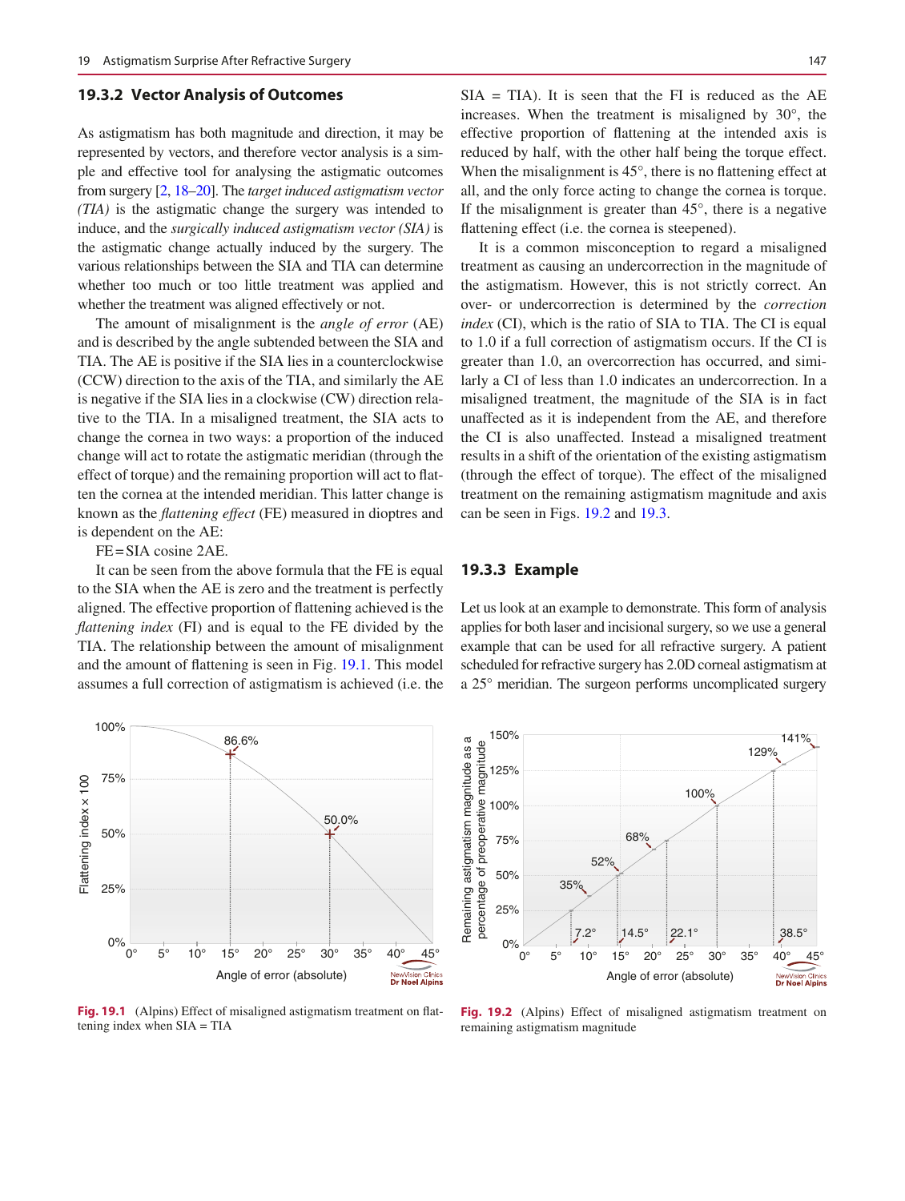### 19.3.2 Vector Analysis of Outcomes

As astigmatism has both magnitude and direction, it may be represented by vectors, and therefore vector analysis is a simple and effective tool for analysing the astigmatic outcomes from surgery [2, 18–20]. The *target induced astigmatism vector (TIA)* is the astigmatic change the surgery was intended to induce, and the *surgically induced astigmatism vector (SIA)* is the astigmatic change actually induced by the surgery. The various relationships between the SIA and TIA can determine whether too much or too little treatment was applied and whether the treatment was aligned effectively or not.

The amount of misalignment is the *angle of error* (AE) and is described by the angle subtended between the SIA and TIA. The AE is positive if the SIA lies in a counterclockwise (CCW) direction to the axis of the TIA, and similarly the AE is negative if the SIA lies in a clockwise (CW) direction relative to the TIA. In a misaligned treatment, the SIA acts to change the cornea in two ways: a proportion of the induced change will act to rotate the astigmatic meridian (through the effect of torque) and the remaining proportion will act to flatten the cornea at the intended meridian. This latter change is known as the *flattening effect* (FE) measured in dioptres and is dependent on the AE:

FE = SIA cosine 2AE.

It can be seen from the above formula that the FE is equal to the SIA when the AE is zero and the treatment is perfectly aligned. The effective proportion of flattening achieved is the *flattening index* (FI) and is equal to the FE divided by the TIA. The relationship between the amount of misalignment and the amount of flattening is seen in Fig. 19.1. This model assumes a full correction of astigmatism is achieved (i.e. the SIA = TIA). It is seen that the FI is reduced as the AE increases. When the treatment is misaligned by 30°, the effective proportion of flattening at the intended axis is reduced by half, with the other half being the torque effect. When the misalignment is 45°, there is no flattening effect at all, and the only force acting to change the cornea is torque. If the misalignment is greater than 45°, there is a negative flattening effect (i.e. the cornea is steepened).

It is a common misconception to regard a misaligned treatment as causing an undercorrection in the magnitude of the astigmatism. However, this is not strictly correct. An over- or undercorrection is determined by the *correction index* (CI), which is the ratio of SIA to TIA. The CI is equal to 1.0 if a full correction of astigmatism occurs. If the CI is greater than 1.0, an overcorrection has occurred, and similarly a CI of less than 1.0 indicates an undercorrection. In a misaligned treatment, the magnitude of the SIA is in fact unaffected as it is independent from the AE, and therefore the CI is also unaffected. Instead a misaligned treatment results in a shift of the orientation of the existing astigmatism (through the effect of torque). The effect of the misaligned treatment on the remaining astigmatism magnitude and axis can be seen in Figs. 19.2 and 19.3.

### 19.3.3 Example

Let us look at an example to demonstrate. This form of analysis applies for both laser and incisional surgery, so we use a general example that can be used for all refractive surgery. A patient scheduled for refractive surgery has 2.0D corneal astigmatism at a 25° meridian. The surgeon performs uncomplicated surgery

**Fig. 19.1** (Alpins) Effect of misaligned astigmatism treatment on flattening index when SIA = TIA

**Fig. 19.2** (Alpins) Effect of misaligned astigmatism treatment on remaining astigmatism magnitude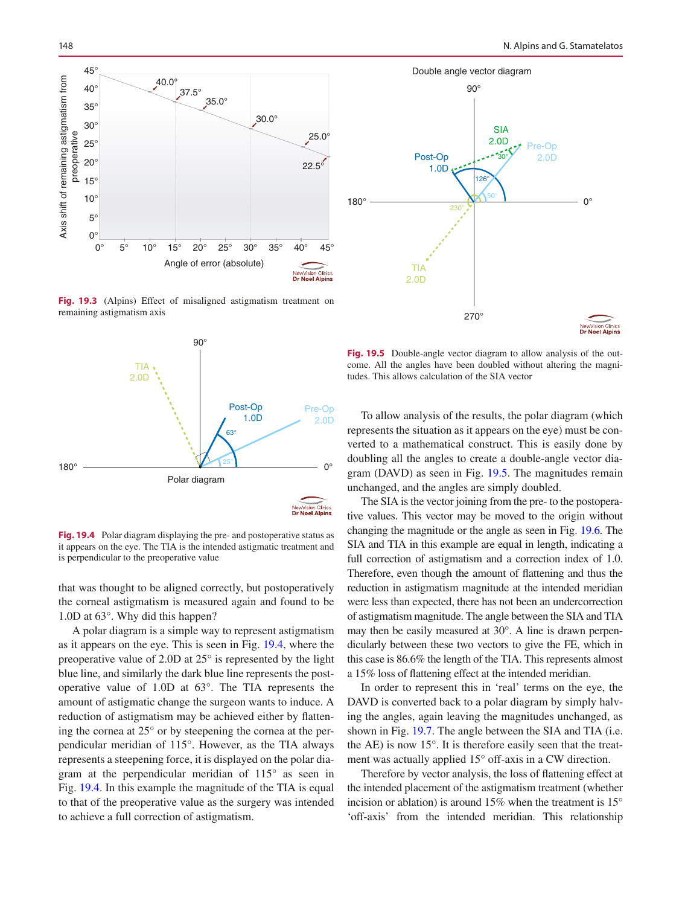**Fig. 19.3** (Alpins) Effect of misaligned astigmatism treatment on remaining astigmatism axis

**Fig. 19.4** Polar diagram displaying the pre- and postoperative status as it appears on the eye. The TIA is the intended astigmatic treatment and is perpendicular to the preoperative value

that was thought to be aligned correctly, but postoperatively the corneal astigmatism is measured again and found to be 1.0D at 63°. Why did this happen?

A polar diagram is a simple way to represent astigmatism as it appears on the eye. This is seen in Fig. 19.4, where the preoperative value of 2.0D at 25° is represented by the light blue line, and similarly the dark blue line represents the postoperative value of 1.0D at 63°. The TIA represents the amount of astigmatic change the surgeon wants to induce. A reduction of astigmatism may be achieved either by flattening the cornea at 25° or by steepening the cornea at the perpendicular meridian of 115°. However, as the TIA always represents a steepening force, it is displayed on the polar diagram at the perpendicular meridian of 115° as seen in Fig. 19.4. In this example the magnitude of the TIA is equal to that of the preoperative value as the surgery was intended to achieve a full correction of astigmatism.

**Fig. 19.5** Double-angle vector diagram to allow analysis of the outcome. All the angles have been doubled without altering the magnitudes. This allows calculation of the SIA vector

To allow analysis of the results, the polar diagram (which represents the situation as it appears on the eye) must be converted to a mathematical construct. This is easily done by doubling all the angles to create a double-angle vector diagram (DAVD) as seen in Fig. 19.5. The magnitudes remain unchanged, and the angles are simply doubled.

The SIA is the vector joining from the pre- to the postoperative values. This vector may be moved to the origin without changing the magnitude or the angle as seen in Fig. 19.6. The SIA and TIA in this example are equal in length, indicating a full correction of astigmatism and a correction index of 1.0. Therefore, even though the amount of flattening and thus the reduction in astigmatism magnitude at the intended meridian were less than expected, there has not been an undercorrection of astigmatism magnitude. The angle between the SIA and TIA may then be easily measured at 30°. A line is drawn perpendicularly between these two vectors to give the FE, which in this case is 86.6% the length of the TIA. This represents almost a 15% loss of flattening effect at the intended meridian.

In order to represent this in 'real' terms on the eye, the DAVD is converted back to a polar diagram by simply halving the angles, again leaving the magnitudes unchanged, as shown in Fig. 19.7. The angle between the SIA and TIA (i.e. the AE) is now 15°. It is therefore easily seen that the treatment was actually applied 15° off-axis in a CW direction.

Therefore by vector analysis, the loss of flattening effect at the intended placement of the astigmatism treatment (whether incision or ablation) is around 15% when the treatment is 15° 'off-axis' from the intended meridian. This relationship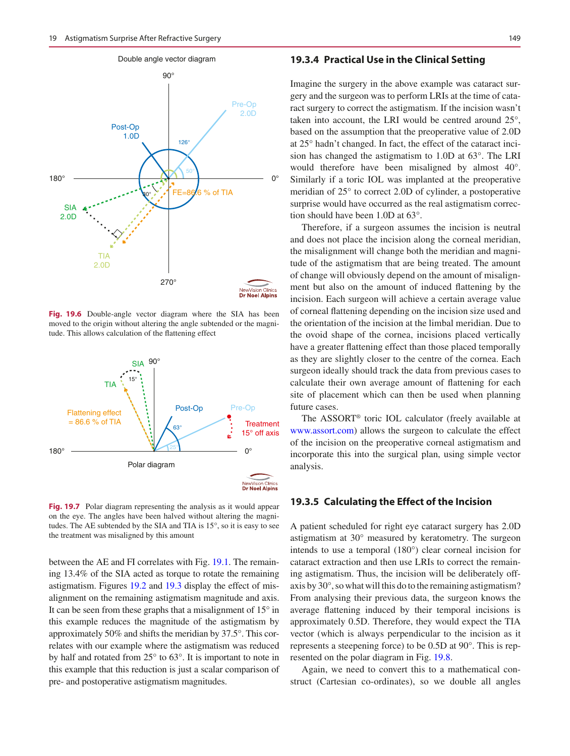Fig. 19.6 Double-angle vector diagram where the SIA has been moved to the origin without altering the angle subtended or the magnitude. This allows calculation of the flattening effect

Fig. 19.7 Polar diagram representing the analysis as it would appear on the eye. The angles have been halved without altering the magnitudes. The AE subtended by the SIA and TIA is 15°, so it is easy to see the treatment was misaligned by this amount

between the AE and FI correlates with Fig. 19.1. The remaining 13.4% of the SIA acted as torque to rotate the remaining astigmatism. Figures 19.2 and 19.3 display the effect of misalignment on the remaining astigmatism magnitude and axis. It can be seen from these graphs that a misalignment of 15° in this example reduces the magnitude of the astigmatism by approximately 50% and shifts the meridian by 37.5°. This correlates with our example where the astigmatism was reduced by half and rotated from 25° to 63°. It is important to note in this example that this reduction is just a scalar comparison of pre- and postoperative astigmatism magnitudes.

### 19.3.4 Practical Use in the Clinical Setting

Imagine the surgery in the above example was cataract surgery and the surgeon was to perform LRIs at the time of cataract surgery to correct the astigmatism. If the incision wasn't taken into account, the LRI would be centred around 25°, based on the assumption that the preoperative value of 2.0D at 25° hadn't changed. In fact, the effect of the cataract incision has changed the astigmatism to 1.0D at 63°. The LRI would therefore have been misaligned by almost 40°. Similarly if a toric IOL was implanted at the preoperative meridian of 25° to correct 2.0D of cylinder, a postoperative surprise would have occurred as the real astigmatism correction should have been 1.0D at 63°.

Therefore, if a surgeon assumes the incision is neutral and does not place the incision along the corneal meridian, the misalignment will change both the meridian and magnitude of the astigmatism that are being treated. The amount of change will obviously depend on the amount of misalignment but also on the amount of induced flattening by the incision. Each surgeon will achieve a certain average value of corneal flattening depending on the incision size used and the orientation of the incision at the limbal meridian. Due to the ovoid shape of the cornea, incisions placed vertically have a greater flattening effect than those placed temporally as they are slightly closer to the centre of the cornea. Each surgeon ideally should track the data from previous cases to calculate their own average amount of flattening for each site of placement which can then be used when planning future cases.

The ASSORT® toric IOL calculator (freely available at www.assort.com) allows the surgeon to calculate the effect of the incision on the preoperative corneal astigmatism and incorporate this into the surgical plan, using simple vector analysis.

### 19.3.5 Calculating the Effect of the Incision

A patient scheduled for right eye cataract surgery has 2.0D astigmatism at 30° measured by keratometry. The surgeon intends to use a temporal (180°) clear corneal incision for cataract extraction and then use LRIs to correct the remaining astigmatism. Thus, the incision will be deliberately off-axis by 30°, so what will this do to the remaining astigmatism? From analysing their previous data, the surgeon knows the average flattening induced by their temporal incisions is approximately 0.5D. Therefore, they would expect the TIA vector (which is always perpendicular to the incision as it represents a steepening force) to be 0.5D at 90°. This is represented on the polar diagram in Fig. 19.8.

Again, we need to convert this to a mathematical construct (Cartesian co-ordinates), so we double all angles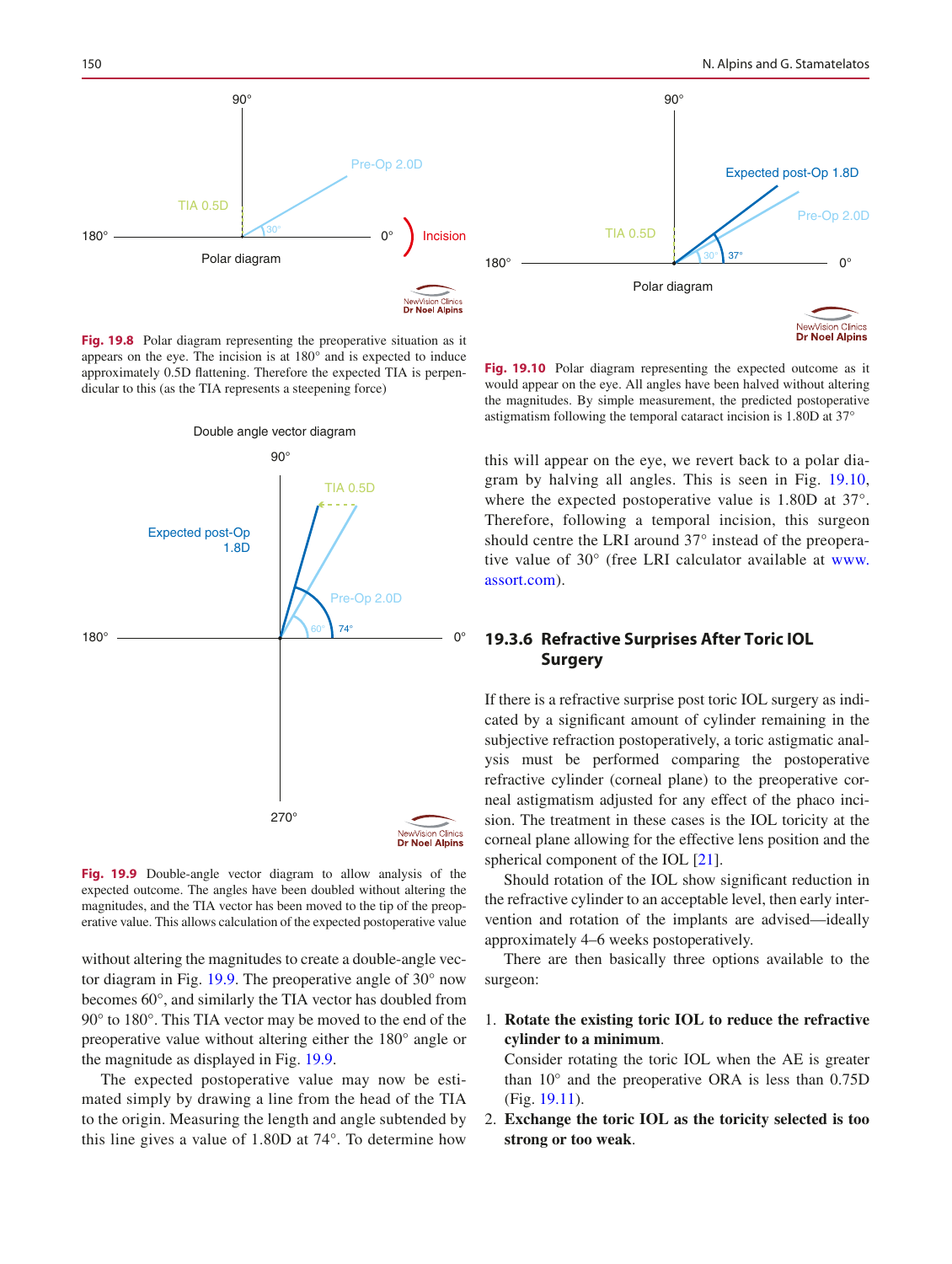Fig. 19.8 Polar diagram representing the preoperative situation as it appears on the eye. The incision is at 180° and is expected to induce approximately 0.5D flattening. Therefore the expected TIA is perpendicular to this (as the TIA represents a steepening force)

Fig. 19.9 Double-angle vector diagram to allow analysis of the expected outcome. The angles have been doubled without altering the magnitudes, and the TIA vector has been moved to the tip of the preoperative value. This allows calculation of the expected postoperative value

without altering the magnitudes to create a double-angle vector diagram in Fig. 19.9. The preoperative angle of 30° now becomes 60°, and similarly the TIA vector has doubled from 90° to 180°. This TIA vector may be moved to the end of the preoperative value without altering either the 180° angle or the magnitude as displayed in Fig. 19.9.

The expected postoperative value may now be estimated simply by drawing a line from the head of the TIA to the origin. Measuring the length and angle subtended by this line gives a value of 1.80D at 74°. To determine how this will appear on the eye, we revert back to a polar diagram by halving all angles. This is seen in Fig. 19.10, where the expected postoperative value is 1.80D at 37°. Therefore, following a temporal incision, this surgeon should centre the LRI around 37° instead of the preoperative value of 30° (free LRI calculator available at www.assort.com).

Fig. 19.10 Polar diagram representing the expected outcome as it would appear on the eye. All angles have been halved without altering the magnitudes. By simple measurement, the predicted postoperative astigmatism following the temporal cataract incision is 1.80D at 37°

### 19.3.6 Refractive Surprises After Toric IOL Surgery

If there is a refractive surprise post toric IOL surgery as indicated by a significant amount of cylinder remaining in the subjective refraction postoperatively, a toric astigmatic analysis must be performed comparing the postoperative refractive cylinder (corneal plane) to the preoperative corneal astigmatism adjusted for any effect of the phaco incision. The treatment in these cases is the IOL toricity at the corneal plane allowing for the effective lens position and the spherical component of the IOL [21].

Should rotation of the IOL show significant reduction in the refractive cylinder to an acceptable level, then early intervention and rotation of the implants are advised—ideally approximately 4–6 weeks postoperatively.

There are then basically three options available to the surgeon:

1. **Rotate the existing toric IOL to reduce the refractive cylinder to a minimum**.
   Consider rotating the toric IOL when the AE is greater than 10° and the preoperative ORA is less than 0.75D (Fig. 19.11).
2. **Exchange the toric IOL as the toricity selected is too strong or too weak**.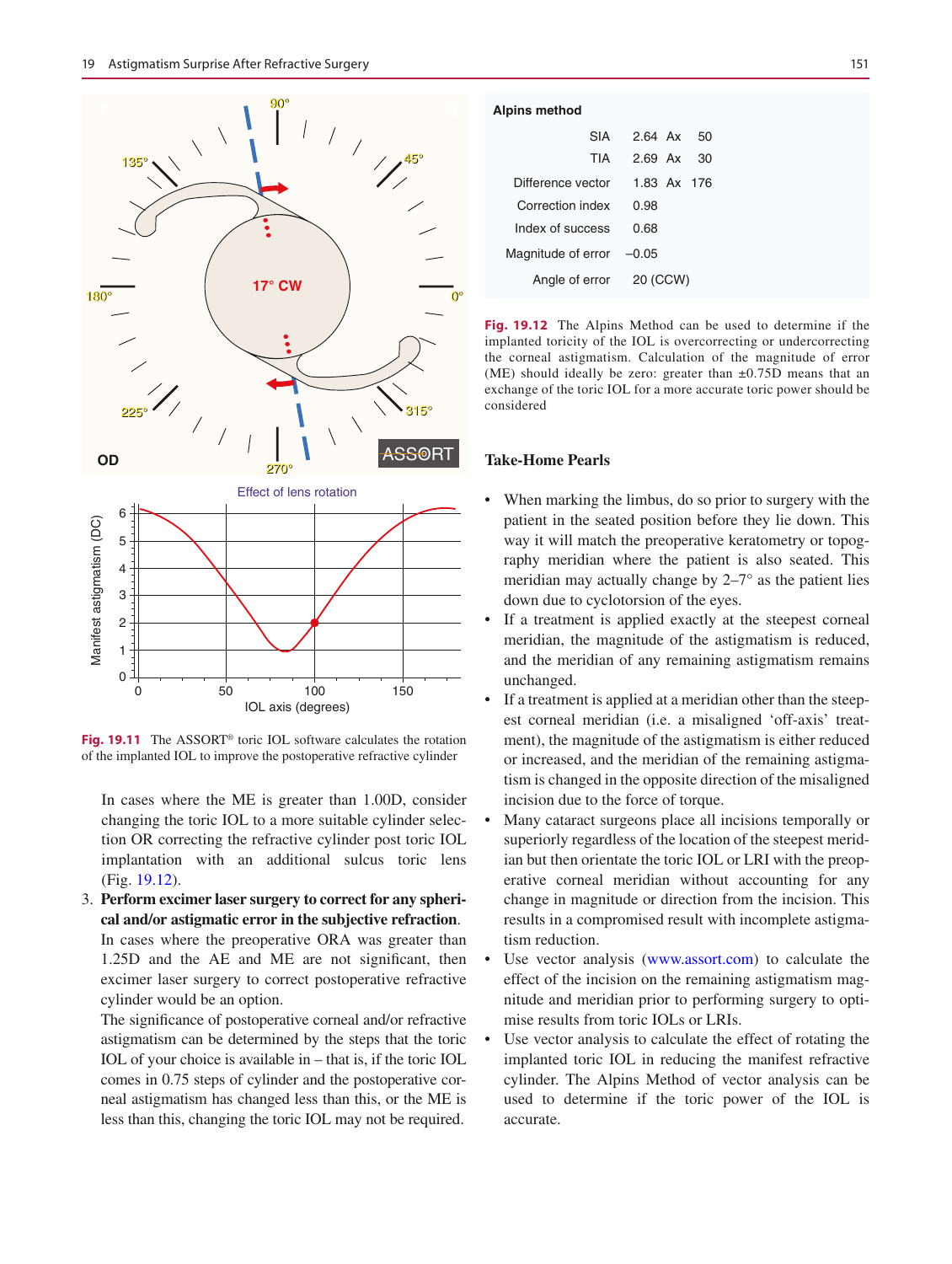90°
45°
135°
17° CW
180°
0°
225°
315°
OD
270°
ASSORT

Effect of lens rotation

Manifest astigmatism (DC)
6
5
4
3
2
1
0
0
50
100
150
IOL axis (degrees)

**Fig. 19.11** The ASSORT® toric IOL software calculates the rotation of the implanted IOL to improve the postoperative refractive cylinder

In cases where the ME is greater than 1.00D, consider changing the toric IOL to a more suitable cylinder selection OR correcting the refractive cylinder post toric IOL implantation with an additional sulcus toric lens (Fig. 19.12).

3. **Perform excimer laser surgery to correct for any spherical and/or astigmatic error in the subjective refraction**. In cases where the preoperative ORA was greater than 1.25D and the AE and ME are not significant, then excimer laser surgery to correct postoperative refractive cylinder would be an option. The significance of postoperative corneal and/or refractive astigmatism can be determined by the steps that the toric IOL of your choice is available in – that is, if the toric IOL comes in 0.75 steps of cylinder and the postoperative corneal astigmatism has changed less than this, or the ME is less than this, changing the toric IOL may not be required.

**Alpins method**

| | |
|---|---|
| SIA | 2.64 Ax 50 |
| TIA | 2.69 Ax 30 |
| Difference vector | 1.83 Ax 176 |
| Correction index | 0.98 |
| Index of success | 0.68 |
| Magnitude of error | –0.05 |
| Angle of error | 20 (CCW) |

**Fig. 19.12** The Alpins Method can be used to determine if the implanted toricity of the IOL is overcorrecting or undercorrecting the corneal astigmatism. Calculation of the magnitude of error (ME) should ideally be zero: greater than ±0.75D means that an exchange of the toric IOL for a more accurate toric power should be considered

## Take-Home Pearls

- When marking the limbus, do so prior to surgery with the patient in the seated position before they lie down. This way it will match the preoperative keratometry or topography meridian where the patient is also seated. This meridian may actually change by 2–7° as the patient lies down due to cyclotorsion of the eyes.
- If a treatment is applied exactly at the steepest corneal meridian, the magnitude of the astigmatism is reduced, and the meridian of any remaining astigmatism remains unchanged.
- If a treatment is applied at a meridian other than the steepest corneal meridian (i.e. a misaligned 'off-axis' treatment), the magnitude of the astigmatism is either reduced or increased, and the meridian of the remaining astigmatism is changed in the opposite direction of the misaligned incision due to the force of torque.
- Many cataract surgeons place all incisions temporally or superiorly regardless of the location of the steepest meridian but then orientate the toric IOL or LRI with the preoperative corneal meridian without accounting for any change in magnitude or direction from the incision. This results in a compromised result with incomplete astigmatism reduction.
- Use vector analysis (www.assort.com) to calculate the effect of the incision on the remaining astigmatism magnitude and meridian prior to performing surgery to optimise results from toric IOLs or LRIs.
- Use vector analysis to calculate the effect of rotating the implanted toric IOL in reducing the manifest refractive cylinder. The Alpins Method of vector analysis can be used to determine if the toric power of the IOL is accurate.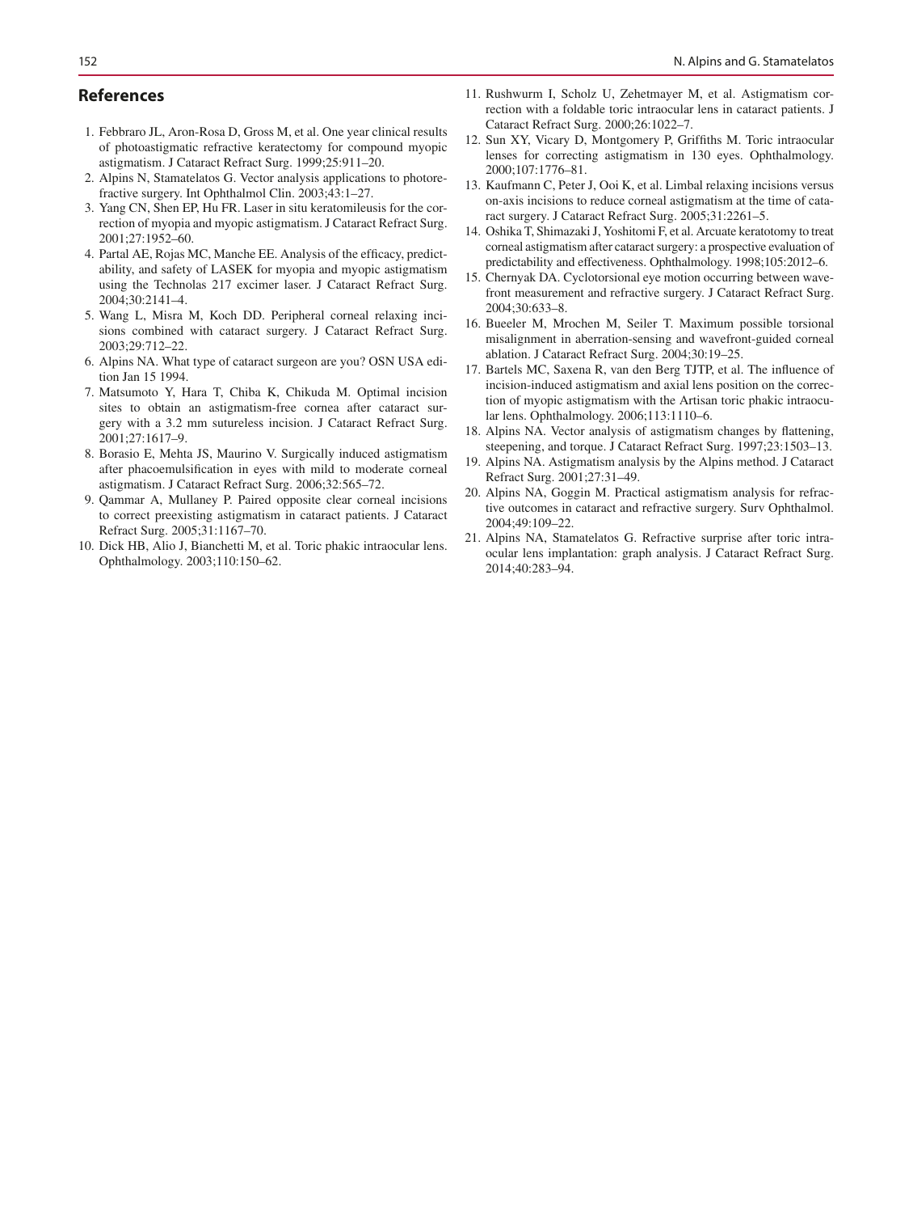## References

1. Febbraro JL, Aron-Rosa D, Gross M, et al. One year clinical results of photoastigmatic refractive keratectomy for compound myopic astigmatism. J Cataract Refract Surg. 1999;25:911–20.
2. Alpins N, Stamatelatos G. Vector analysis applications to photorefractive surgery. Int Ophthalmol Clin. 2003;43:1–27.
3. Yang CN, Shen EP, Hu FR. Laser in situ keratomileusis for the correction of myopia and myopic astigmatism. J Cataract Refract Surg. 2001;27:1952–60.
4. Partal AE, Rojas MC, Manche EE. Analysis of the efficacy, predictability, and safety of LASEK for myopia and myopic astigmatism using the Technolas 217 excimer laser. J Cataract Refract Surg. 2004;30:2141–4.
5. Wang L, Misra M, Koch DD. Peripheral corneal relaxing incisions combined with cataract surgery. J Cataract Refract Surg. 2003;29:712–22.
6. Alpins NA. What type of cataract surgeon are you? OSN USA edition Jan 15 1994.
7. Matsumoto Y, Hara T, Chiba K, Chikuda M. Optimal incision sites to obtain an astigmatism-free cornea after cataract surgery with a 3.2 mm sutureless incision. J Cataract Refract Surg. 2001;27:1617–9.
8. Borasio E, Mehta JS, Maurino V. Surgically induced astigmatism after phacoemulsification in eyes with mild to moderate corneal astigmatism. J Cataract Refract Surg. 2006;32:565–72.
9. Qammar A, Mullaney P. Paired opposite clear corneal incisions to correct preexisting astigmatism in cataract patients. J Cataract Refract Surg. 2005;31:1167–70.
10. Dick HB, Alio J, Bianchetti M, et al. Toric phakic intraocular lens. Ophthalmology. 2003;110:150–62.
11. Rushwurm I, Scholz U, Zehetmayer M, et al. Astigmatism correction with a foldable toric intraocular lens in cataract patients. J Cataract Refract Surg. 2000;26:1022–7.
12. Sun XY, Vicary D, Montgomery P, Griffiths M. Toric intraocular lenses for correcting astigmatism in 130 eyes. Ophthalmology. 2000;107:1776–81.
13. Kaufmann C, Peter J, Ooi K, et al. Limbal relaxing incisions versus on-axis incisions to reduce corneal astigmatism at the time of cataract surgery. J Cataract Refract Surg. 2005;31:2261–5.
14. Oshika T, Shimazaki J, Yoshitomi F, et al. Arcuate keratotomy to treat corneal astigmatism after cataract surgery: a prospective evaluation of predictability and effectiveness. Ophthalmology. 1998;105:2012–6.
15. Chernyak DA. Cyclotorsional eye motion occurring between wavefront measurement and refractive surgery. J Cataract Refract Surg. 2004;30:633–8.
16. Bueeler M, Mrochen M, Seiler T. Maximum possible torsional misalignment in aberration-sensing and wavefront-guided corneal ablation. J Cataract Refract Surg. 2004;30:19–25.
17. Bartels MC, Saxena R, van den Berg TJTP, et al. The influence of incision-induced astigmatism and axial lens position on the correction of myopic astigmatism with the Artisan toric phakic intraocular lens. Ophthalmology. 2006;113:1110–6.
18. Alpins NA. Vector analysis of astigmatism changes by flattening, steepening, and torque. J Cataract Refract Surg. 1997;23:1503–13.
19. Alpins NA. Astigmatism analysis by the Alpins method. J Cataract Refract Surg. 2001;27:31–49.
20. Alpins NA, Goggin M. Practical astigmatism analysis for refractive outcomes in cataract and refractive surgery. Surv Ophthalmol. 2004;49:109–22.
21. Alpins NA, Stamatelatos G. Refractive surprise after toric intraocular lens implantation: graph analysis. J Cataract Refract Surg. 2014;40:283–94.